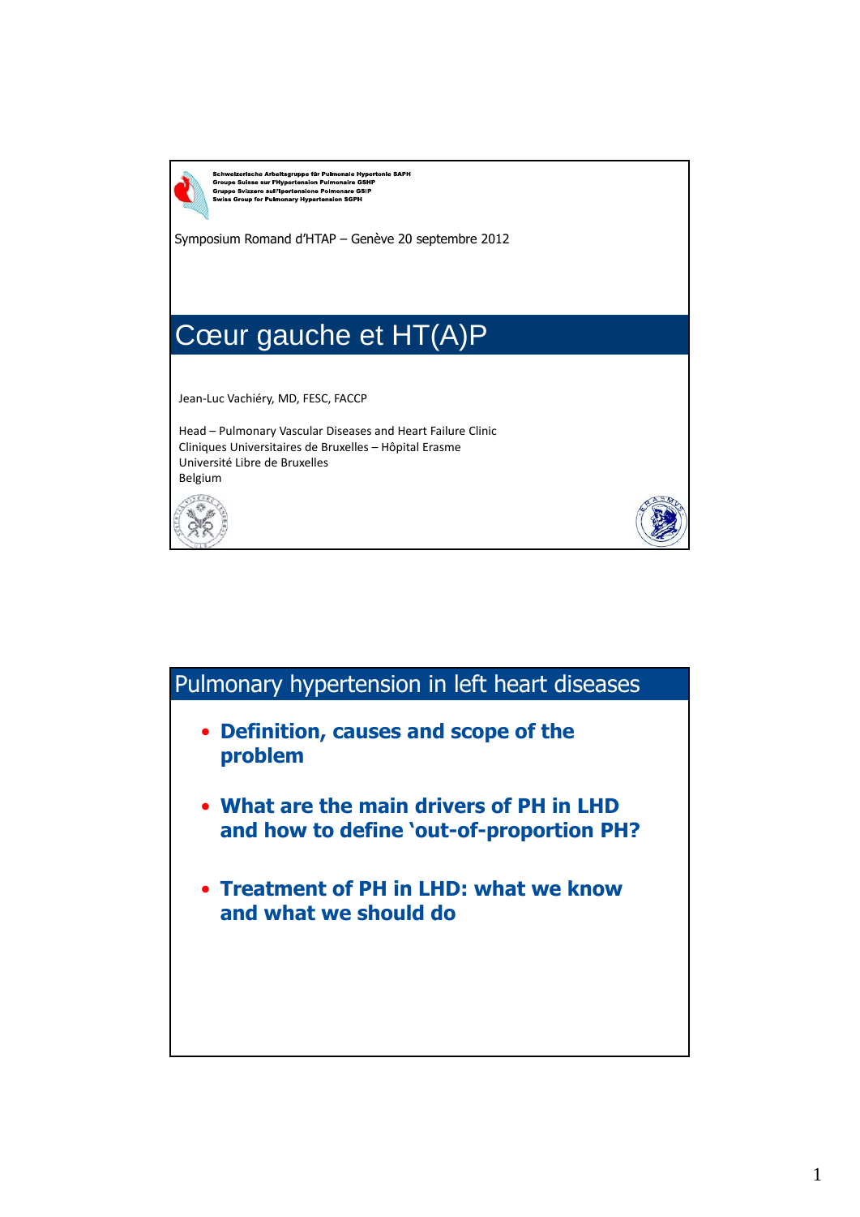Schweizerische Arbeitsgruppe für Pulmonale Hypertonie SAPH
Groupe Suisse sur l'Hypertension Pulmonaire GSHP
Gruppo Svizzero sull'Ipertensione Polmonare GSIP
Swiss Group for Pulmonary Hypertension SGPH

Symposium Romand d'HTAP – Genève 20 septembre 2012

# Cœur gauche et HT(A)P

Jean-Luc Vachiéry, MD, FESC, FACCP

Head – Pulmonary Vascular Diseases and Heart Failure Clinic
Cliniques Universitaires de Bruxelles – Hôpital Erasme
Université Libre de Bruxelles
Belgium

## Pulmonary hypertension in left heart diseases

- **Definition, causes and scope of the problem**
- **What are the main drivers of PH in LHD and how to define 'out-of-proportion PH?**
- **Treatment of PH in LHD: what we know and what we should do**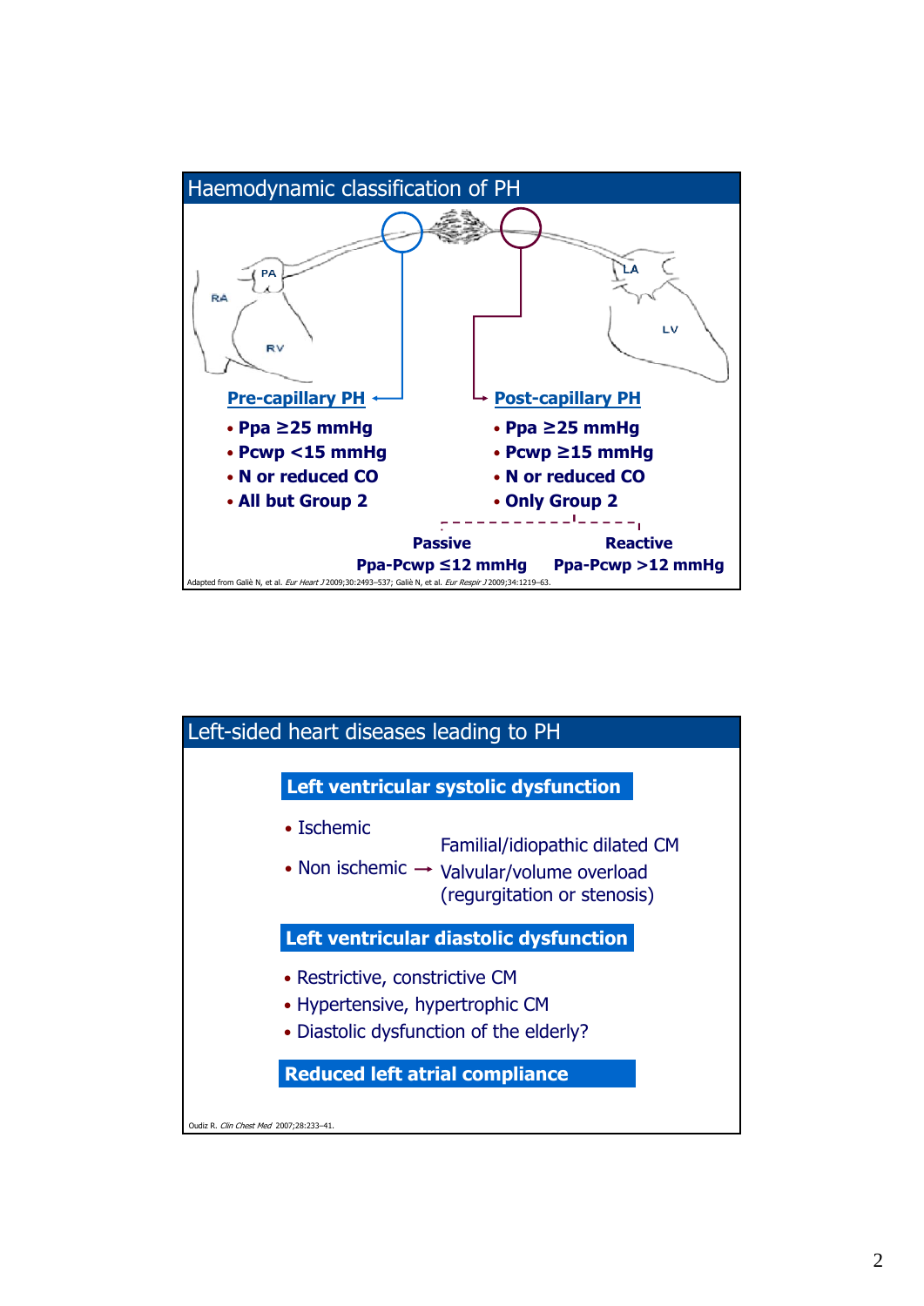## Haemodynamic classification of PH

PA
RA
RV
LA
LV

**Pre-capillary PH**

- **Ppa ≥25 mmHg**
- **Pcwp <15 mmHg**
- **N or reduced CO**
- **All but Group 2**

**Post-capillary PH**

- **Ppa ≥25 mmHg**
- **Pcwp ≥15 mmHg**
- **N or reduced CO**
- **Only Group 2**

**Passive**
**Ppa-Pcwp ≤12 mmHg**

**Reactive**
**Ppa-Pcwp >12 mmHg**

Adapted from Galiè N, et al. *Eur Heart J* 2009;30:2493–537; Galiè N, et al. *Eur Respir J* 2009;34:1219–63.

## Left-sided heart diseases leading to PH

**Left ventricular systolic dysfunction**

- Ischemic
- Non ischemic → Familial/idiopathic dilated CM; Valvular/volume overload (regurgitation or stenosis)

**Left ventricular diastolic dysfunction**

- Restrictive, constrictive CM
- Hypertensive, hypertrophic CM
- Diastolic dysfunction of the elderly?

**Reduced left atrial compliance**

Oudiz R. *Clin Chest Med* 2007;28:233–41.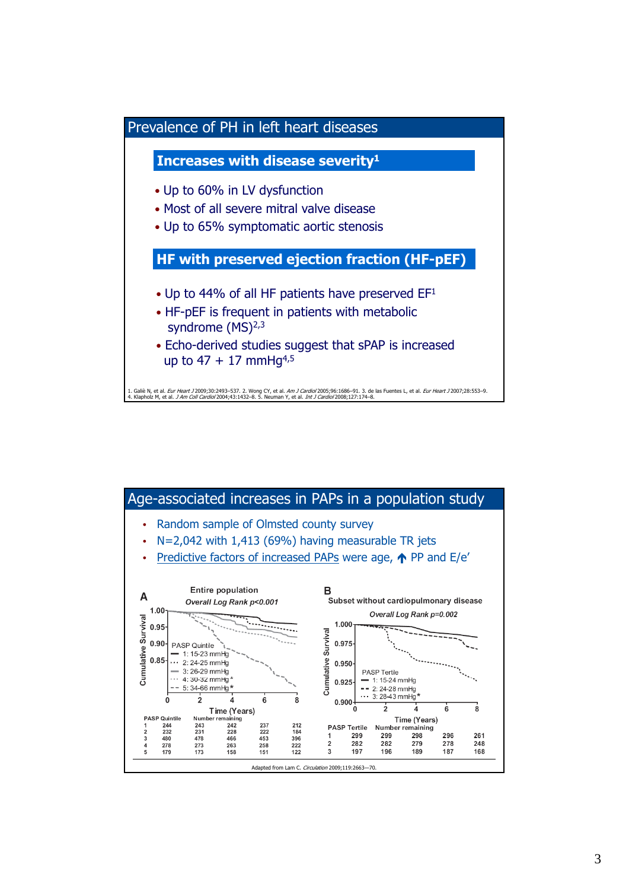## Prevalence of PH in left heart diseases

### Increases with disease severity[1]

- Up to 60% in LV dysfunction
- Most of all severe mitral valve disease
- Up to 65% symptomatic aortic stenosis

### HF with preserved ejection fraction (HF-pEF)

- Up to 44% of all HF patients have preserved EF[1]
- HF-pEF is frequent in patients with metabolic syndrome (MS)[2,3]
- Echo-derived studies suggest that sPAP is increased up to 47 + 17 mmHg[4,5]

1. Galiè N, et al. *Eur Heart J* 2009;30:2493–537. 2. Wong CY, et al. *Am J Cardiol* 2005;96:1686–91. 3. de las Fuentes L, et al. *Eur Heart J* 2007;28:553–9. 4. Klapholz M, et al. *J Am Coll Cardiol* 2004;43:1432–8. 5. Neuman Y, et al. *Int J Cardiol* 2008;127:174–8.

## Age-associated increases in PAPs in a population study

- Random sample of Olmsted county survey
- N=2,042 with 1,413 (69%) having measurable TR jets
- Predictive factors of increased PAPs were age, ↑ PP and E/e'

**A** Entire population — *Overall Log Rank p<0.001*

PASP Quintile: 1: 15-23 mmHg; 2: 24-25 mmHg; 3: 26-29 mmHg; 4: 30-32 mmHg*; 5: 34-66 mmHg*

| PASP Quintile | Number remaining | | | | |
|---|---|---|---|---|---|
| Time (Years) | 0 | 2 | 4 | 6 | 8 |
| 1 | 244 | 243 | 242 | 237 | 212 |
| 2 | 232 | 231 | 228 | 222 | 184 |
| 3 | 480 | 478 | 466 | 453 | 396 |
| 4 | 278 | 273 | 263 | 258 | 222 |
| 5 | 179 | 173 | 158 | 151 | 122 |

**B** Subset without cardiopulmonary disease — *Overall Log Rank p=0.002*

PASP Tertile: 1: 15-24 mmHg; 2: 24-28 mmHg; 3: 28-43 mmHg*

| PASP Tertile | Number remaining | | | | |
|---|---|---|---|---|---|
| Time (Years) | 0 | 2 | 4 | 6 | 8 |
| 1 | 299 | 299 | 298 | 296 | 261 |
| 2 | 282 | 282 | 279 | 278 | 248 |
| 3 | 197 | 196 | 189 | 187 | 168 |

Adapted from Lam C. *Circulation* 2009;119:2663–70.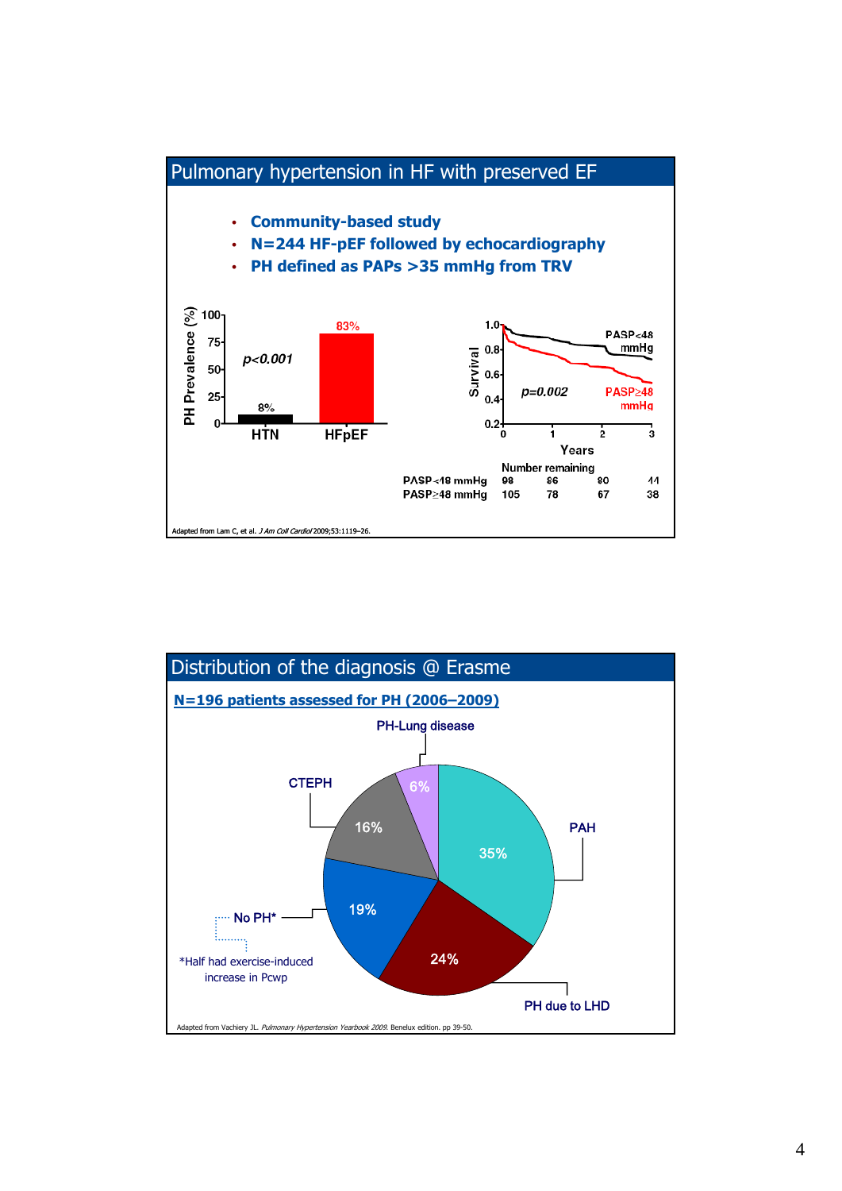## Pulmonary hypertension in HF with preserved EF

- **Community-based study**
- **N=244 HF-pEF followed by echocardiography**
- **PH defined as PAPs >35 mmHg from TRV**

PH Prevalence (%)

*p<0.001*

HTN: 8%

HFpEF: 83%

Survival

*p=0.002*

PASP<48 mmHg

PASP≥48 mmHg

Years

Number remaining

| | 0 | 1 | 2 | 3 |
|---|---|---|---|---|
| PASP<48 mmHg | 98 | 86 | 80 | 44 |
| PASP≥48 mmHg | 105 | 78 | 67 | 38 |

Adapted from Lam C, et al. *J Am Coll Cardiol* 2009;53:1119–26.

## Distribution of the diagnosis @ Erasme

**N=196 patients assessed for PH (2006–2009)**

- PAH: 35%
- PH due to LHD: 24%
- No PH*: 19%
- CTEPH: 16%
- PH-Lung disease: 6%

*Half had exercise-induced increase in Pcwp

Adapted from Vachiery JL. *Pulmonary Hypertension Yearbook 2009.* Benelux edition. pp 39-50.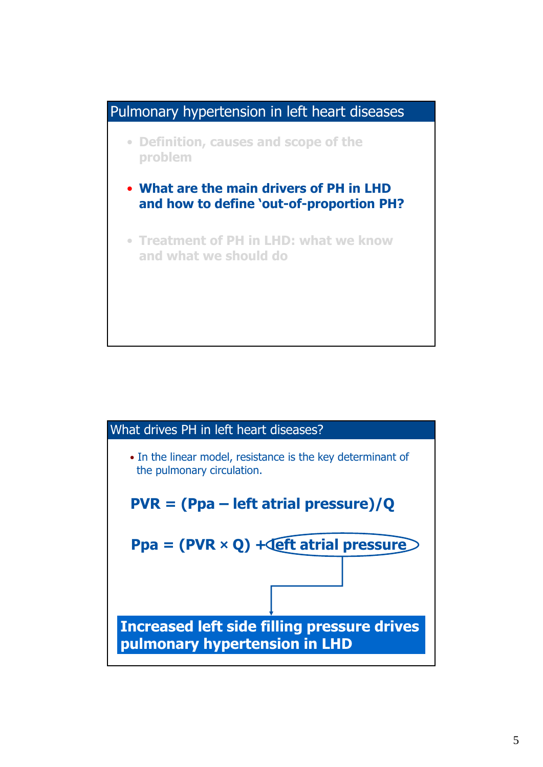## Pulmonary hypertension in left heart diseases

- Definition, causes and scope of the problem
- **What are the main drivers of PH in LHD and how to define 'out-of-proportion PH?**
- Treatment of PH in LHD: what we know and what we should do

## What drives PH in left heart diseases?

- In the linear model, resistance is the key determinant of the pulmonary circulation.

**PVR = (Ppa – left atrial pressure)/Q**

**Ppa = (PVR × Q) + left atrial pressure**

**Increased left side filling pressure drives pulmonary hypertension in LHD**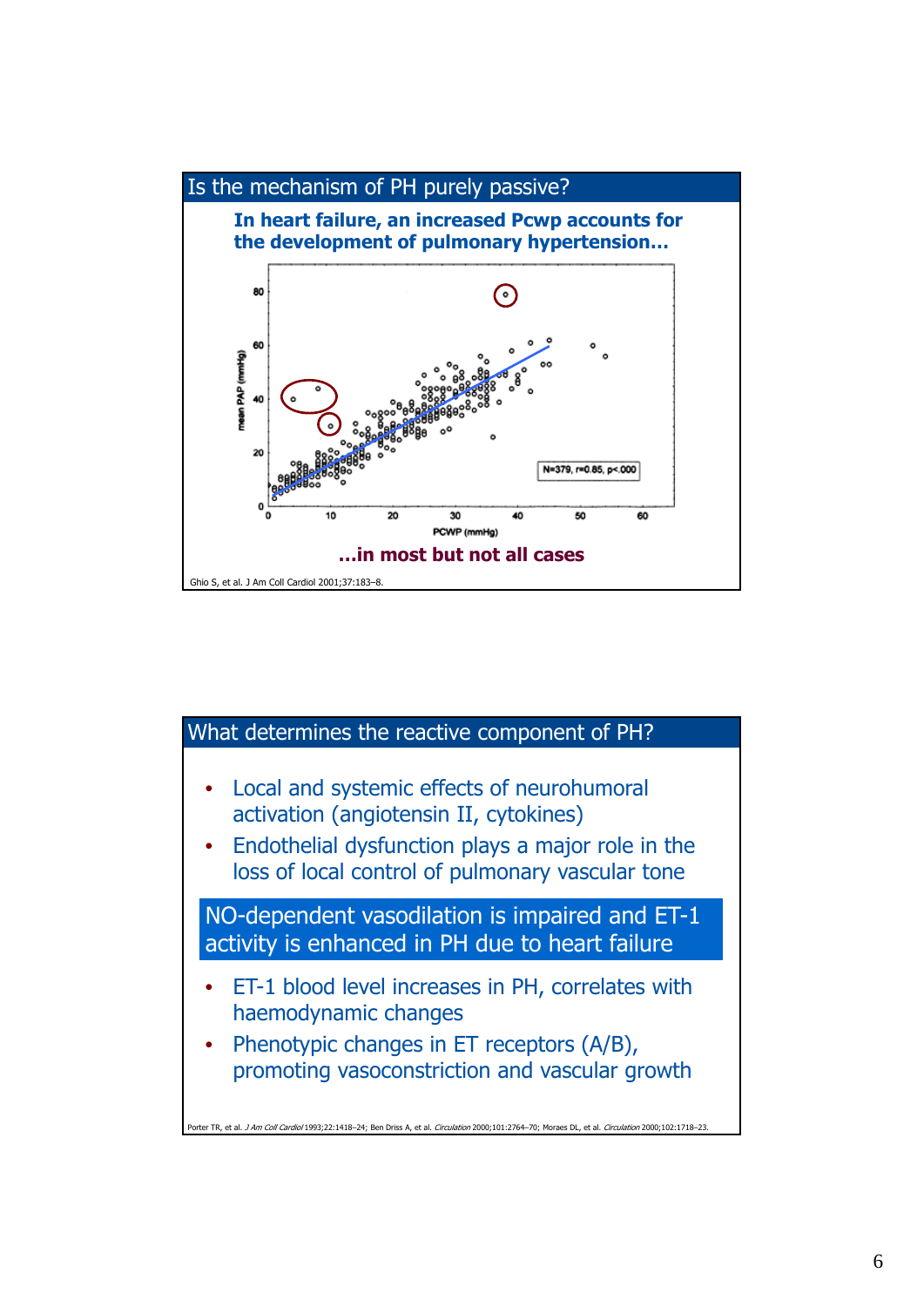## Is the mechanism of PH purely passive?

**In heart failure, an increased Pcwp accounts for the development of pulmonary hypertension…**

mean PAP (mmHg)

PCWP (mmHg)

N=379, r=0.85, p<.000

**…in most but not all cases**

Ghio S, et al. J Am Coll Cardiol 2001;37:183–8.

## What determines the reactive component of PH?

- Local and systemic effects of neurohumoral activation (angiotensin II, cytokines)
- Endothelial dysfunction plays a major role in the loss of local control of pulmonary vascular tone

**NO-dependent vasodilation is impaired and ET-1 activity is enhanced in PH due to heart failure**

- ET-1 blood level increases in PH, correlates with haemodynamic changes
- Phenotypic changes in ET receptors (A/B), promoting vasoconstriction and vascular growth

Porter TR, et al. *J Am Coll Cardiol* 1993;22:1418–24; Ben Driss A, et al. *Circulation* 2000;101:2764–70; Moraes DL, et al. *Circulation* 2000;102:1718–23.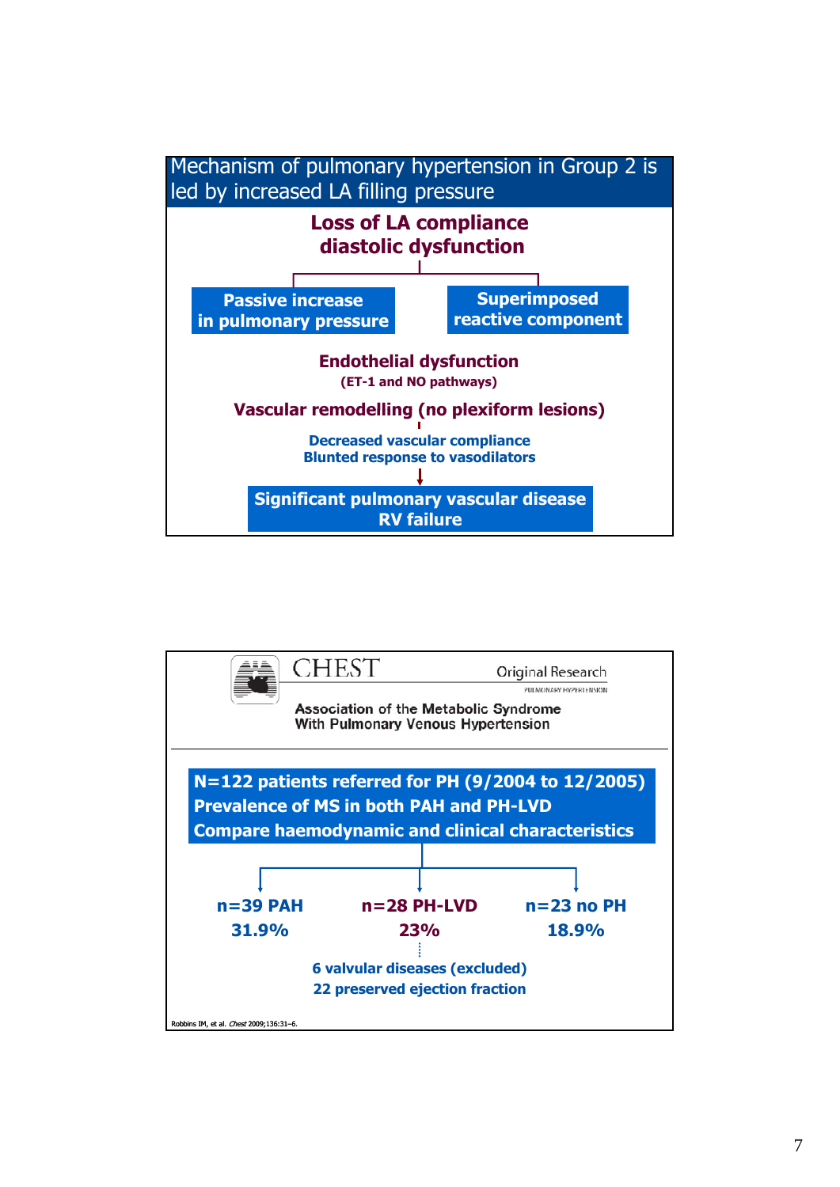## Mechanism of pulmonary hypertension in Group 2 is led by increased LA filling pressure

**Loss of LA compliance**
**diastolic dysfunction**

- **Passive increase in pulmonary pressure**
- **Superimposed reactive component**

**Endothelial dysfunction**
**(ET-1 and NO pathways)**

**Vascular remodelling (no plexiform lesions)**

**Decreased vascular compliance**
**Blunted response to vasodilators**

↓

**Significant pulmonary vascular disease**
**RV failure**

---

CHEST — Original Research — PULMONARY HYPERTENSION

**Association of the Metabolic Syndrome With Pulmonary Venous Hypertension**

**N=122 patients referred for PH (9/2004 to 12/2005)**
**Prevalence of MS in both PAH and PH-LVD**
**Compare haemodynamic and clinical characteristics**

| n=39 PAH | n=28 PH-LVD | n=23 no PH |
|---|---|---|
| 31.9% | 23% | 18.9% |

n=28 PH-LVD:
- **6 valvular diseases (excluded)**
- **22 preserved ejection fraction**

Robbins IM, et al. *Chest* 2009;136:31–6.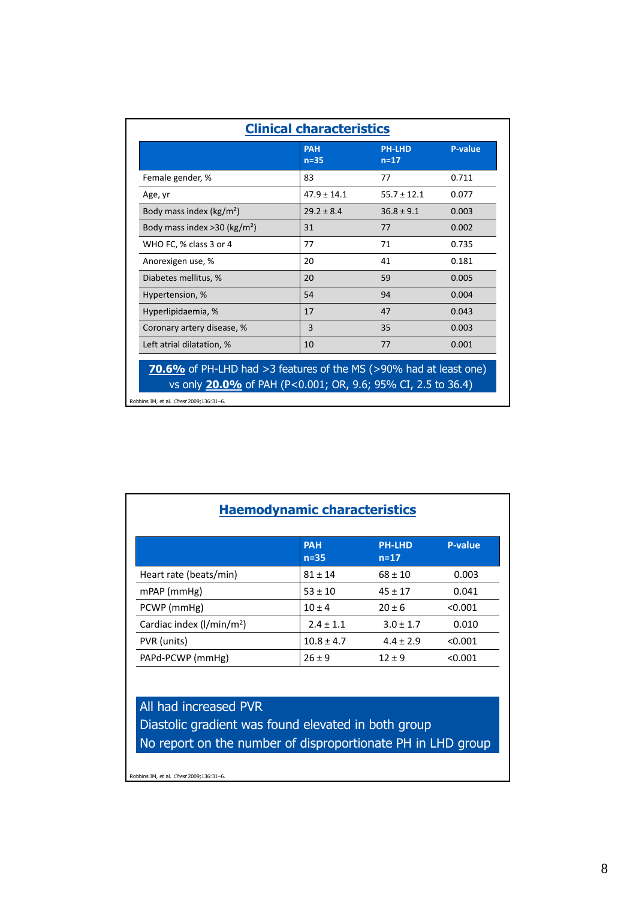## Clinical characteristics

| | PAH n=35 | PH-LHD n=17 | P-value |
|---|---|---|---|
| Female gender, % | 83 | 77 | 0.711 |
| Age, yr | 47.9 ± 14.1 | 55.7 ± 12.1 | 0.077 |
| Body mass index (kg/m²) | 29.2 ± 8.4 | 36.8 ± 9.1 | 0.003 |
| Body mass index >30 (kg/m²) | 31 | 77 | 0.002 |
| WHO FC, % class 3 or 4 | 77 | 71 | 0.735 |
| Anorexigen use, % | 20 | 41 | 0.181 |
| Diabetes mellitus, % | 20 | 59 | 0.005 |
| Hypertension, % | 54 | 94 | 0.004 |
| Hyperlipidaemia, % | 17 | 47 | 0.043 |
| Coronary artery disease, % | 3 | 35 | 0.003 |
| Left atrial dilatation, % | 10 | 77 | 0.001 |

**70.6%** of PH-LHD had >3 features of the MS (>90% had at least one) vs only **20.0%** of PAH (P<0.001; OR, 9.6; 95% CI, 2.5 to 36.4)

Robbins IM, et al. *Chest* 2009;136:31–6.

## Haemodynamic characteristics

| | PAH n=35 | PH-LHD n=17 | P-value |
|---|---|---|---|
| Heart rate (beats/min) | 81 ± 14 | 68 ± 10 | 0.003 |
| mPAP (mmHg) | 53 ± 10 | 45 ± 17 | 0.041 |
| PCWP (mmHg) | 10 ± 4 | 20 ± 6 | <0.001 |
| Cardiac index (l/min/m²) | 2.4 ± 1.1 | 3.0 ± 1.7 | 0.010 |
| PVR (units) | 10.8 ± 4.7 | 4.4 ± 2.9 | <0.001 |
| PAPd-PCWP (mmHg) | 26 ± 9 | 12 ± 9 | <0.001 |

All had increased PVR
Diastolic gradient was found elevated in both group
No report on the number of disproportionate PH in LHD group

Robbins IM, et al. *Chest* 2009;136:31–6.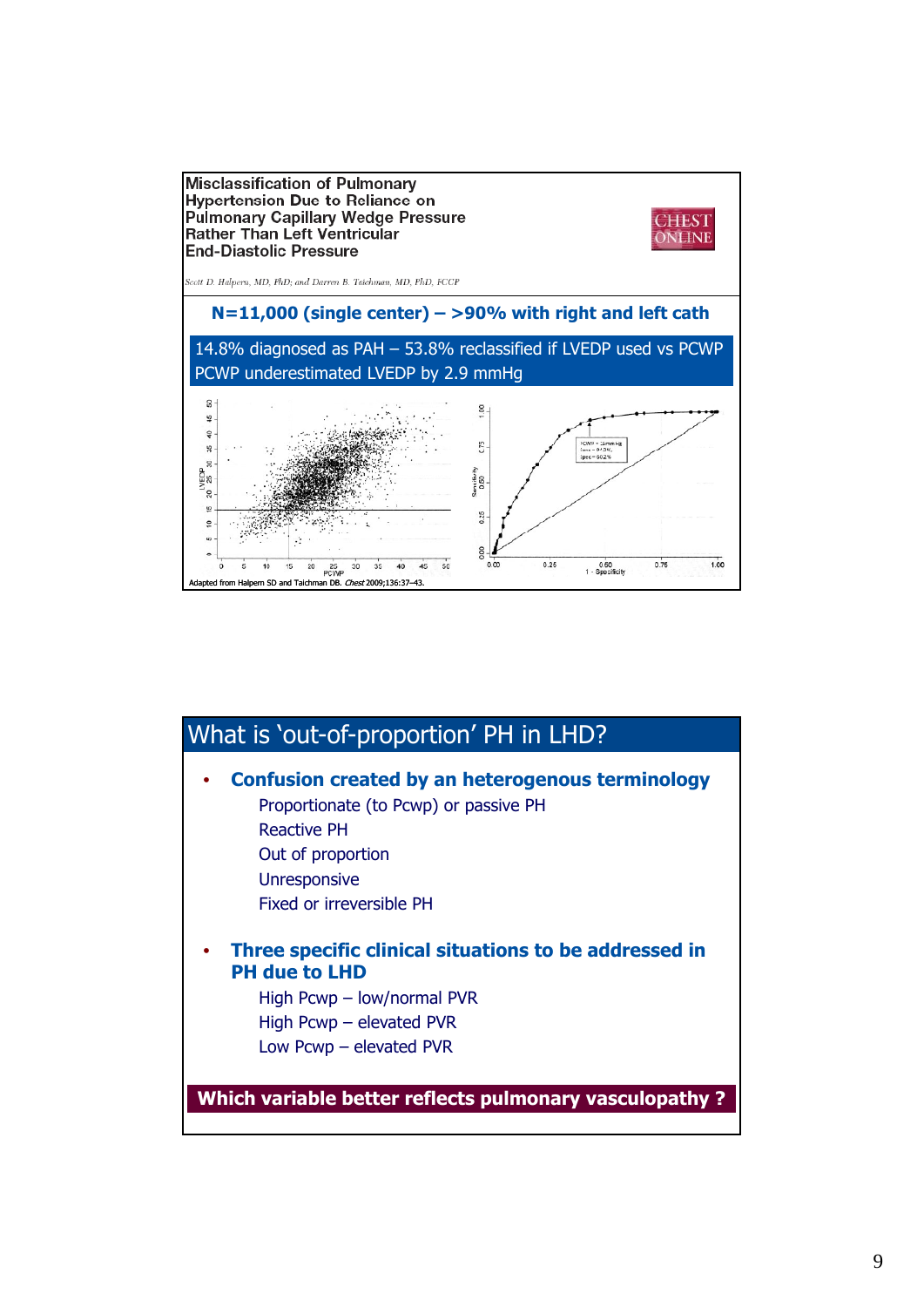**Misclassification of Pulmonary Hypertension Due to Reliance on Pulmonary Capillary Wedge Pressure Rather Than Left Ventricular End-Diastolic Pressure**

*Scott D. Halpern, MD, PhD; and Darren B. Taichman, MD, PhD, FCCP*

CHEST ONLINE

**N=11,000 (single center) – >90% with right and left cath**

14.8% diagnosed as PAH – 53.8% reclassified if LVEDP used vs PCWP
PCWP underestimated LVEDP by 2.9 mmHg

Adapted from Halpern SD and Taichman DB. *Chest* 2009;136:37–43.

## What is 'out-of-proportion' PH in LHD?

- **Confusion created by an heterogenous terminology**
  - Proportionate (to Pcwp) or passive PH
  - Reactive PH
  - Out of proportion
  - Unresponsive
  - Fixed or irreversible PH
- **Three specific clinical situations to be addressed in PH due to LHD**
  - High Pcwp – low/normal PVR
  - High Pcwp – elevated PVR
  - Low Pcwp – elevated PVR

**Which variable better reflects pulmonary vasculopathy ?**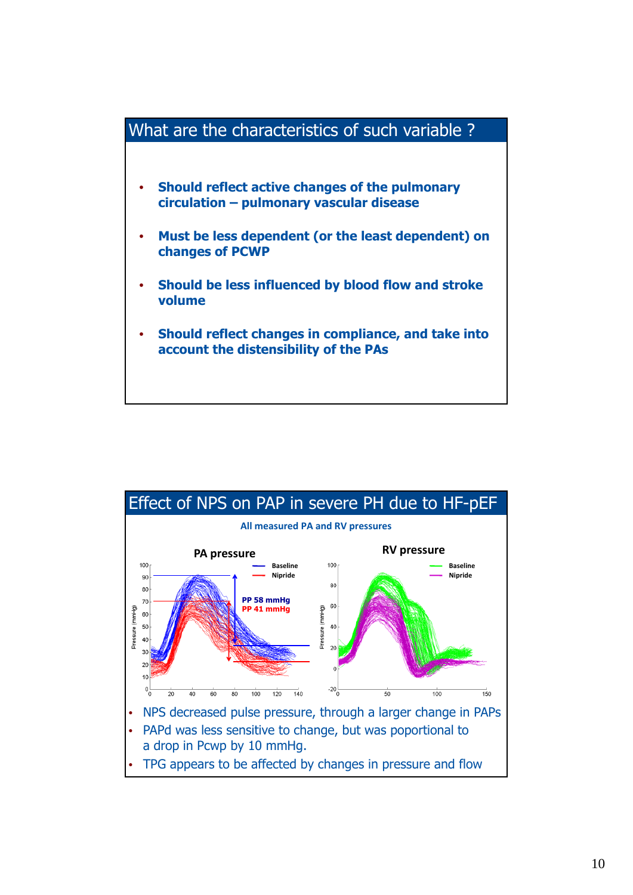## What are the characteristics of such variable ?

- **Should reflect active changes of the pulmonary circulation – pulmonary vascular disease**
- **Must be less dependent (or the least dependent) on changes of PCWP**
- **Should be less influenced by blood flow and stroke volume**
- **Should reflect changes in compliance, and take into account the distensibility of the PAs**

## Effect of NPS on PAP in severe PH due to HF-pEF

**All measured PA and RV pressures**

**PA pressure** — Baseline / Nipride — PP 58 mmHg / PP 41 mmHg

**RV pressure** — Baseline / Nipride

- NPS decreased pulse pressure, through a larger change in PAPs
- PAPd was less sensitive to change, but was poportional to a drop in Pcwp by 10 mmHg.
- TPG appears to be affected by changes in pressure and flow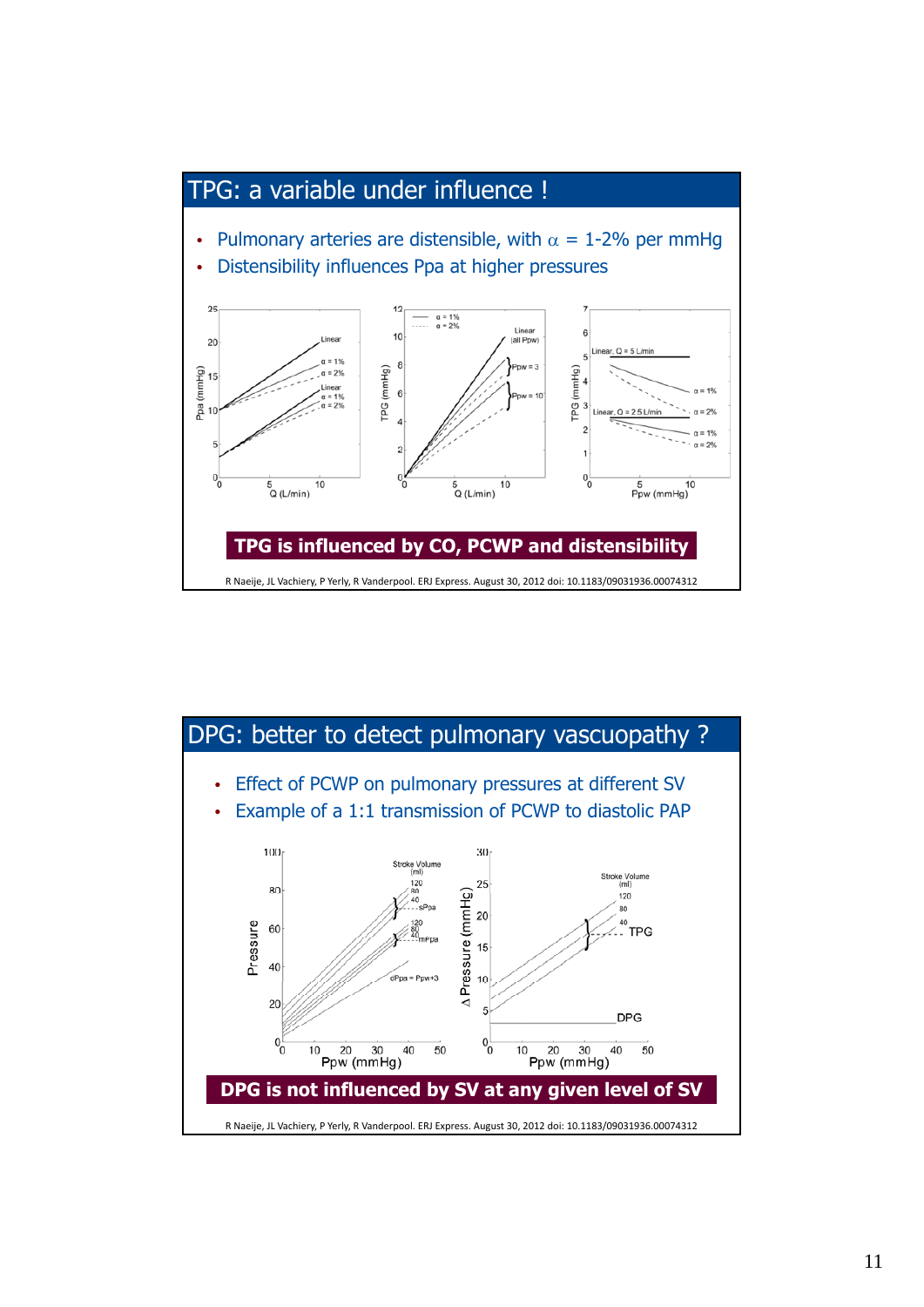## TPG: a variable under influence !

- Pulmonary arteries are distensible, with $\alpha$ = 1-2% per mmHg
- Distensibility influences Ppa at higher pressures

**TPG is influenced by CO, PCWP and distensibility**

R Naeije, JL Vachiery, P Yerly, R Vanderpool. ERJ Express. August 30, 2012 doi: 10.1183/09031936.00074312

## DPG: better to detect pulmonary vascuopathy ?

- Effect of PCWP on pulmonary pressures at different SV
- Example of a 1:1 transmission of PCWP to diastolic PAP

**DPG is not influenced by SV at any given level of SV**

R Naeije, JL Vachiery, P Yerly, R Vanderpool. ERJ Express. August 30, 2012 doi: 10.1183/09031936.00074312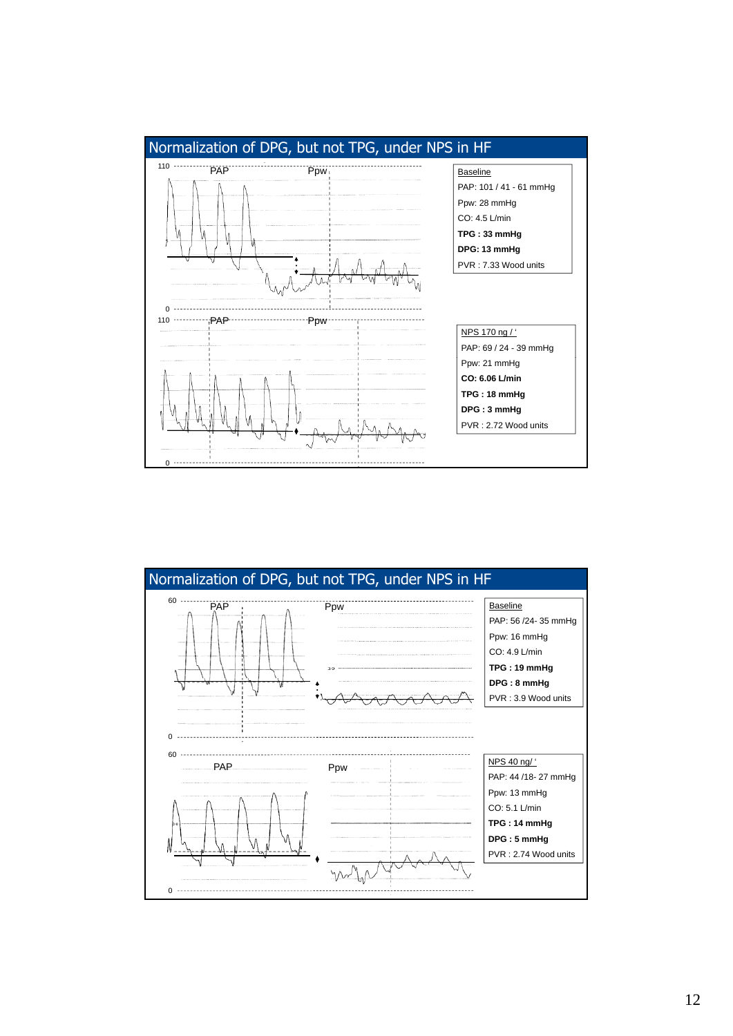## Normalization of DPG, but not TPG, under NPS in HF

110

PAP

Ppw

0

**Baseline**

PAP: 101 / 41 - 61 mmHg

Ppw: 28 mmHg

CO: 4.5 L/min

**TPG : 33 mmHg**

**DPG: 13 mmHg**

PVR : 7.33 Wood units

110

PAP

Ppw

0

NPS 170 ng / '

PAP: 69 / 24 - 39 mmHg

Ppw: 21 mmHg

**CO: 6.06 L/min**

**TPG : 18 mmHg**

**DPG : 3 mmHg**

PVR : 2.72 Wood units

## Normalization of DPG, but not TPG, under NPS in HF

60

PAP

Ppw

0

**Baseline**

PAP: 56 /24- 35 mmHg

Ppw: 16 mmHg

CO: 4.9 L/min

**TPG : 19 mmHg**

**DPG : 8 mmHg**

PVR : 3.9 Wood units

60

PAP

Ppw

0

NPS 40 ng/ '

PAP: 44 /18- 27 mmHg

Ppw: 13 mmHg

CO: 5.1 L/min

**TPG : 14 mmHg**

**DPG : 5 mmHg**

PVR : 2.74 Wood units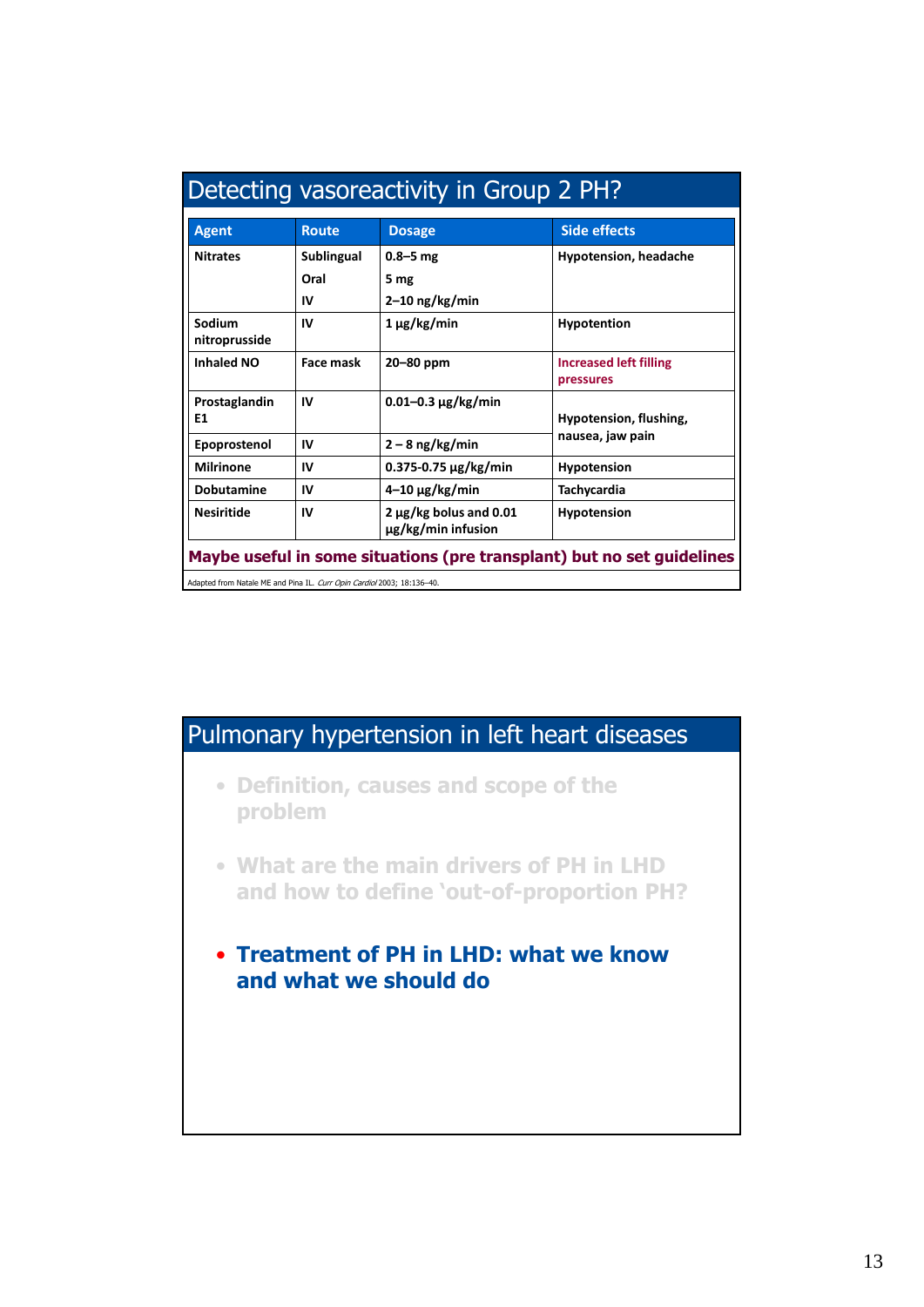## Detecting vasoreactivity in Group 2 PH?

| Agent | Route | Dosage | Side effects |
|---|---|---|---|
| Nitrates | Sublingual<br>Oral<br>IV | 0.8–5 mg<br>5 mg<br>2–10 ng/kg/min | Hypotension, headache |
| Sodium nitroprusside | IV | 1 μg/kg/min | Hypotention |
| Inhaled NO | Face mask | 20–80 ppm | Increased left filling pressures |
| Prostaglandin E1 | IV | 0.01–0.3 μg/kg/min | Hypotension, flushing, nausea, jaw pain |
| Epoprostenol | IV | 2 – 8 ng/kg/min | |
| Milrinone | IV | 0.375-0.75 μg/kg/min | Hypotension |
| Dobutamine | IV | 4–10 μg/kg/min | Tachycardia |
| Nesiritide | IV | 2 μg/kg bolus and 0.01 μg/kg/min infusion | Hypotension |

**Maybe useful in some situations (pre transplant) but no set guidelines**

Adapted from Natale ME and Pina IL. *Curr Opin Cardiol* 2003; 18:136–40.

## Pulmonary hypertension in left heart diseases

- Definition, causes and scope of the problem
- What are the main drivers of PH in LHD and how to define 'out-of-proportion PH?
- **Treatment of PH in LHD: what we know and what we should do**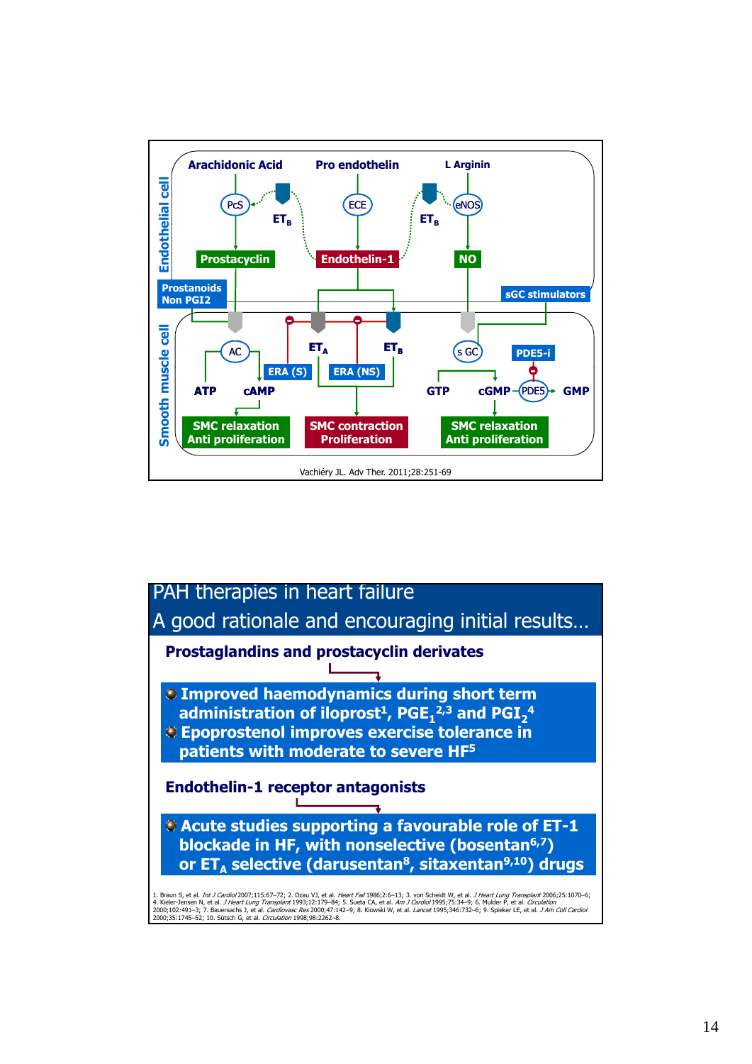Endothelial cell

Arachidonic Acid — PcS — Prostacyclin

Pro endothelin — ECE — Endothelin-1

L Arginin — eNOS — NO

$ET_B$ $ET_B$

Prostanoids Non PGI2

sGC stimulators

Smooth muscle cell

AC — ATP — cAMP → SMC relaxation Anti proliferation

ERA (S) — $ET_A$ ; ERA (NS) — $ET_B$ → SMC contraction Proliferation

s GC — GTP — cGMP — PDE5 → GMP ; PDE5-i → SMC relaxation Anti proliferation

Vachiéry JL. Adv Ther. 2011;28:251-69

# PAH therapies in heart failure

## A good rationale and encouraging initial results…

**Prostaglandins and prostacyclin derivates**

- **Improved haemodynamics during short term administration of iloprost[1], $PGE_1$[2,3] and $PGI_2$[4]**
- **Epoprostenol improves exercise tolerance in patients with moderate to severe HF[5]**

**Endothelin-1 receptor antagonists**

- **Acute studies supporting a favourable role of ET-1 blockade in HF, with nonselective (bosentan[6,7]) or $ET_A$ selective (darusentan[8], sitaxentan[9,10]) drugs**

1. Braun S, et al. *Int J Cardiol* 2007;115:67–72; 2. Dzau VJ, et al. *Heart Fail* 1986;2:6–13; 3. von Scheidt W, et al. *J Heart Lung Transplant* 2006;25:1070–6; 4. Kieler-Jensen N, et al. *J Heart Lung Transplant* 1993;12:179–84; 5. Sueta CA, et al. *Am J Cardiol* 1995;75:34–9; 6. Mulder P, et al. *Circulation* 2000;102:491–3; 7. Bauersachs J, et al. *Cardiovasc Res* 2000;47:142–9; 8. Kiowski W, et al. *Lancet* 1995;346:732–6; 9. Spieker LE, et al. *J Am Coll Cardiol* 2000;35:1745–52; 10. Sütsch G, et al. *Circulation* 1998;98:2262–8.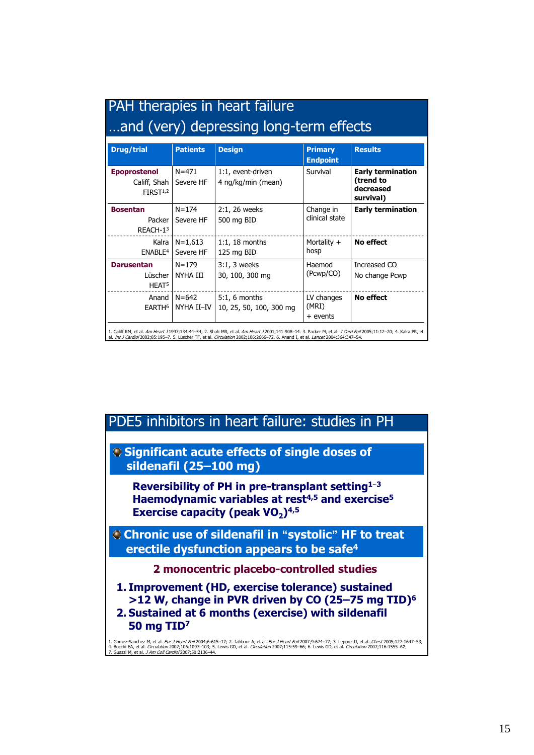## PAH therapies in heart failure …and (very) depressing long-term effects

| Drug/trial | Patients | Design | Primary Endpoint | Results |
|---|---|---|---|---|
| **Epoprostenol** Califf, Shah FIRST[1,2] | N=471 Severe HF | 1:1, event-driven 4 ng/kg/min (mean) | Survival | **Early termination (trend to decreased survival)** |
| **Bosentan** Packer REACH-1[3] | N=174 Severe HF | 2:1, 26 weeks 500 mg BID | Change in clinical state | **Early termination** |
| Kalra ENABLE[4] | N=1,613 Severe HF | 1:1, 18 months 125 mg BID | Mortality + hosp | **No effect** |
| **Darusentan** Lüscher HEAT[5] | N=179 NYHA III | 3:1, 3 weeks 30, 100, 300 mg | Haemod (Pcwp/CO) | Increased CO No change Pcwp |
| Anand EARTH[6] | N=642 NYHA II–IV | 5:1, 6 months 10, 25, 50, 100, 300 mg | LV changes (MRI) + events | **No effect** |

1. Califf RM, et al. *Am Heart J* 1997;134:44–54; 2. Shah MR, et al. *Am Heart J* 2001;141:908–14. 3. Packer M, et al. *J Card Fail* 2005;11:12–20; 4. Kalra PR, et al. *Int J Cardiol* 2002;85:195–7. 5. Lüscher TF, et al. *Circulation* 2002;106:2666–72. 6. Anand I, et al. *Lancet* 2004;364:347–54.

## PDE5 inhibitors in heart failure: studies in PH

- **Significant acute effects of single doses of sildenafil (25–100 mg)**
  - **Reversibility of PH in pre-transplant setting[1–3]**
  - **Haemodynamic variables at rest[4,5] and exercise[5]**
  - **Exercise capacity (peak $VO_2$)[4,5]**
- **Chronic use of sildenafil in "systolic" HF to treat erectile dysfunction appears to be safe[4]**

**2 monocentric placebo-controlled studies**

1. **Improvement (HD, exercise tolerance) sustained >12 W, change in PVR driven by CO (25–75 mg TID)[6]**
2. **Sustained at 6 months (exercise) with sildenafil 50 mg TID[7]**

1. Gomez-Sanchez M, et al. *Eur J Heart Fail* 2004;6:615–17; 2. Jabbour A, et al. *Eur J Heart Fail* 2007;9:674–77; 3. Lepore JJ, et al. *Chest* 2005;127:1647–53; 4. Bocchi EA, et al. *Circulation* 2002;106:1097–103; 5. Lewis GD, et al. *Circulation* 2007;115:59–66; 6. Lewis GD, et al. *Circulation* 2007;116:1555–62; 7. Guazzi M, et al. *J Am Coll Cardiol* 2007;50:2136–44.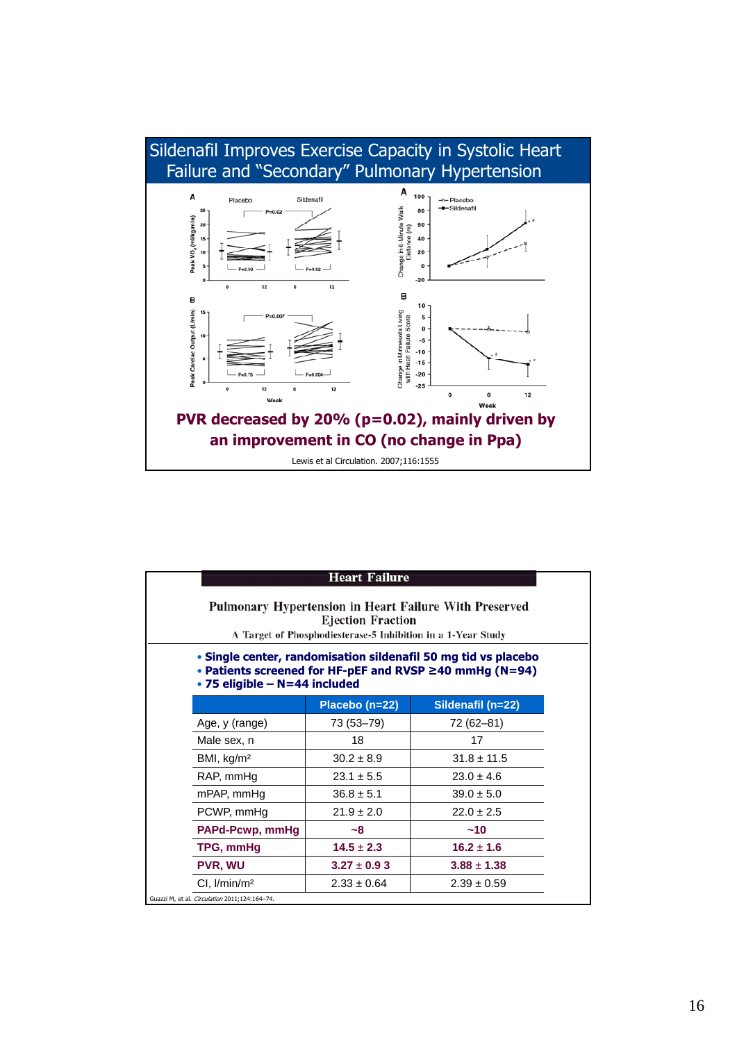## Sildenafil Improves Exercise Capacity in Systolic Heart Failure and "Secondary" Pulmonary Hypertension

**PVR decreased by 20% (p=0.02), mainly driven by an improvement in CO (no change in Ppa)**

Lewis et al Circulation. 2007;116:1555

---

**Heart Failure**

**Pulmonary Hypertension in Heart Failure With Preserved Ejection Fraction**

A Target of Phosphodiesterase-5 Inhibition in a 1-Year Study

- **Single center, randomisation sildenafil 50 mg tid vs placebo**
- **Patients screened for HF-pEF and RVSP ≥40 mmHg (N=94)**
- **75 eligible – N=44 included**

| | Placebo (n=22) | Sildenafil (n=22) |
|---|---|---|
| Age, y (range) | 73 (53–79) | 72 (62–81) |
| Male sex, n | 18 | 17 |
| BMI, kg/m² | 30.2 ± 8.9 | 31.8 ± 11.5 |
| RAP, mmHg | 23.1 ± 5.5 | 23.0 ± 4.6 |
| mPAP, mmHg | 36.8 ± 5.1 | 39.0 ± 5.0 |
| PCWP, mmHg | 21.9 ± 2.0 | 22.0 ± 2.5 |
| **PAPd-Pcwp, mmHg** | **~8** | **~10** |
| **TPG, mmHg** | **14.5 ± 2.3** | **16.2 ± 1.6** |
| **PVR, WU** | **3.27 ± 0.9 3** | **3.88 ± 1.38** |
| CI, l/min/m² | 2.33 ± 0.64 | 2.39 ± 0.59 |

Guazzi M, et al. *Circulation* 2011;124:164–74.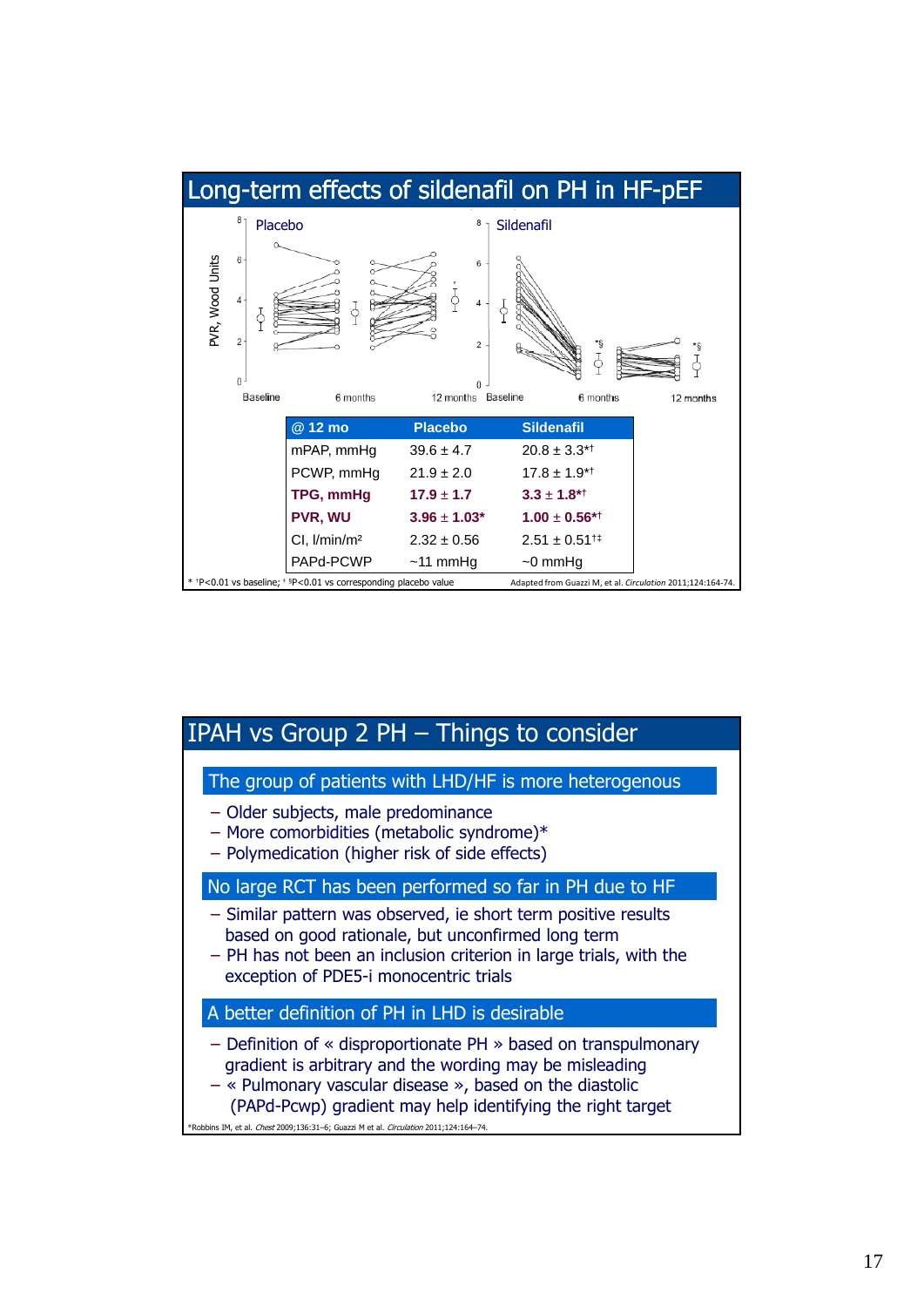## Long-term effects of sildenafil on PH in HF-pEF

| @ 12 mo | Placebo | Sildenafil |
|---|---|---|
| mPAP, mmHg | 39.6 ± 4.7 | 20.8 ± 3.3*† |
| PCWP, mmHg | 21.9 ± 2.0 | 17.8 ± 1.9*† |
| **TPG, mmHg** | **17.9 ± 1.7** | **3.3 ± 1.8*†** |
| **PVR, WU** | **3.96 ± 1.03*** | **1.00 ± 0.56*†** |
| CI, l/min/m² | 2.32 ± 0.56 | 2.51 ± 0.51†‡ |
| PAPd-PCWP | ~11 mmHg | ~0 mmHg |

* †P<0.01 vs baseline; ‡ §P<0.01 vs corresponding placebo value

Adapted from Guazzi M, et al. *Circulation* 2011;124:164-74.

## IPAH vs Group 2 PH – Things to consider

### The group of patients with LHD/HF is more heterogenous

- Older subjects, male predominance
- More comorbidities (metabolic syndrome)*
- Polymedication (higher risk of side effects)

### No large RCT has been performed so far in PH due to HF

- Similar pattern was observed, ie short term positive results based on good rationale, but unconfirmed long term
- PH has not been an inclusion criterion in large trials, with the exception of PDE5-i monocentric trials

### A better definition of PH in LHD is desirable

- Definition of « disproportionate PH » based on transpulmonary gradient is arbitrary and the wording may be misleading
- « Pulmonary vascular disease », based on the diastolic (PAPd-Pcwp) gradient may help identifying the right target

*Robbins IM, et al. *Chest* 2009;136:31–6; Guazzi M et al. *Circulation* 2011;124:164–74.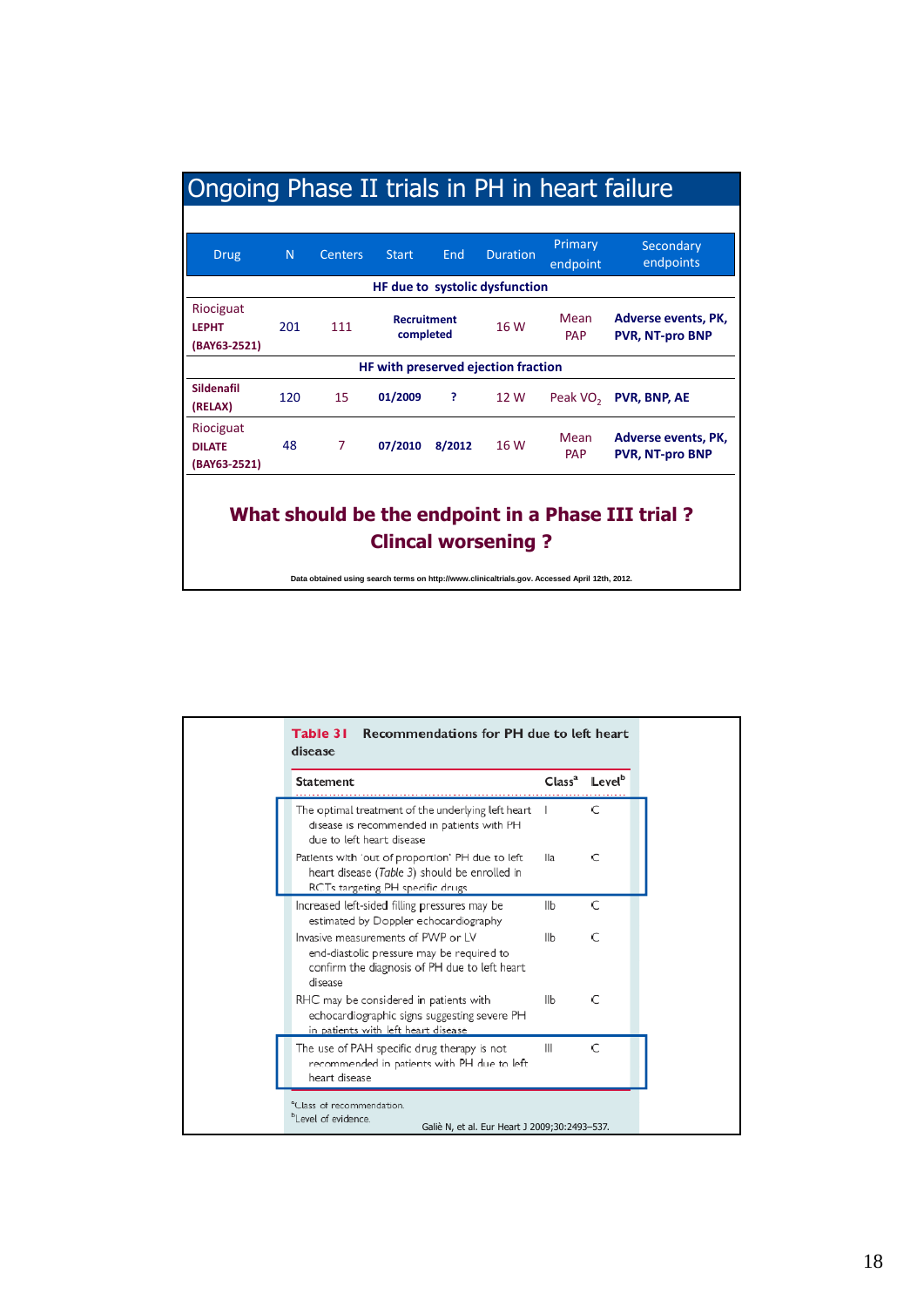## Ongoing Phase II trials in PH in heart failure

| Drug | N | Centers | Start | End | Duration | Primary endpoint | Secondary endpoints |
|---|---|---|---|---|---|---|---|
| **HF due to systolic dysfunction** | | | | | | | |
| Riociguat **LEPHT (BAY63-2521)** | 201 | 111 | **Recruitment completed** | | 16 W | Mean PAP | **Adverse events, PK, PVR, NT-pro BNP** |
| **HF with preserved ejection fraction** | | | | | | | |
| **Sildenafil (RELAX)** | 120 | 15 | **01/2009** | **?** | 12 W | Peak $VO_2$ | **PVR, BNP, AE** |
| Riociguat **DILATE (BAY63-2521)** | 48 | 7 | **07/2010** | **8/2012** | 16 W | Mean PAP | **Adverse events, PK, PVR, NT-pro BNP** |

**What should be the endpoint in a Phase III trial ?**
**Clincal worsening ?**

Data obtained using search terms on http://www.clinicaltrials.gov. Accessed April 12th, 2012.

**Table 31 Recommendations for PH due to left heart disease**

| Statement | Class[a] | Level[b] |
|---|---|---|
| The optimal treatment of the underlying left heart disease is recommended in patients with PH due to left heart disease | I | C |
| Patients with 'out of proportion' PH due to left heart disease (*Table 3*) should be enrolled in RCTs targeting PH specific drugs | IIa | C |
| Increased left-sided filling pressures may be estimated by Doppler echocardiography | IIb | C |
| Invasive measurements of PWP or LV end-diastolic pressure may be required to confirm the diagnosis of PH due to left heart disease | IIb | C |
| RHC may be considered in patients with echocardiographic signs suggesting severe PH in patients with left heart disease | IIb | C |
| The use of PAH specific drug therapy is not recommended in patients with PH due to left heart disease | III | C |

[a]Class of recommendation.
[b]Level of evidence.

Galiè N, et al. Eur Heart J 2009;30:2493–537.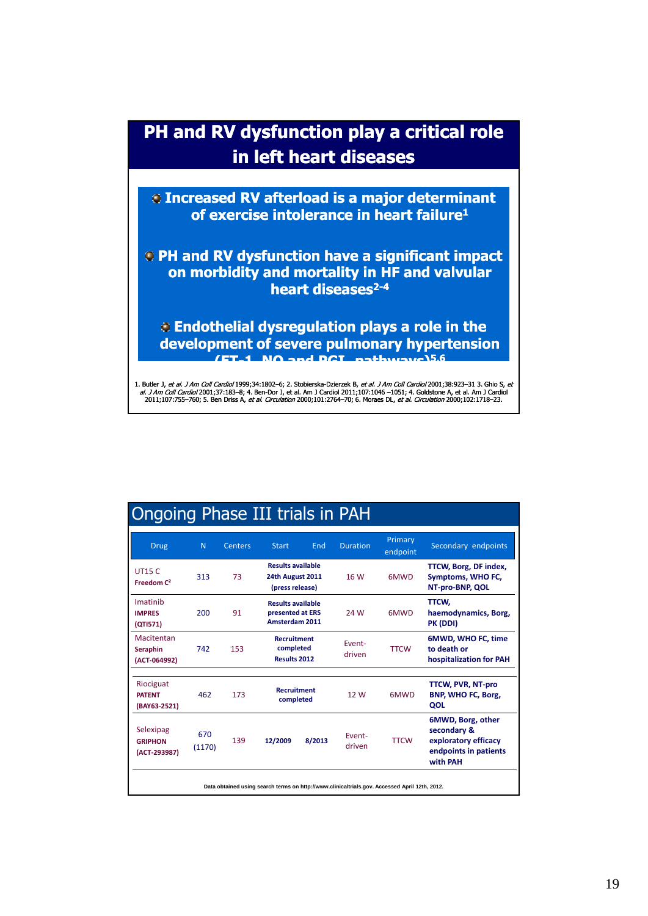# PH and RV dysfunction play a critical role in left heart diseases

- Increased RV afterload is a major determinant of exercise intolerance in heart failure[1]
- PH and RV dysfunction have a significant impact on morbidity and mortality in HF and valvular heart diseases[2-4]
- Endothelial dysregulation plays a role in the development of severe pulmonary hypertension (ET-1, NO and PGI pathways)[5,6]

1. Butler J, *et al. J Am Coll Cardiol* 1999;34:1802–6; 2. Stobierska-Dzierzek B, *et al. J Am Coll Cardiol* 2001;38:923–31 3. Ghio S, *et al. J Am Coll Cardiol* 2001;37:183–8; 4. Ben-Dor I, et al. Am J Cardiol 2011;107:1046 –1051; 4. Goldstone A, et al. Am J Cardiol 2011;107:755–760; 5. Ben Driss A, *et al. Circulation* 2000;101:2764–70; 6. Moraes DL, *et al. Circulation* 2000;102:1718–23.

# Ongoing Phase III trials in PAH

| Drug | N | Centers | Start | End | Duration | Primary endpoint | Secondary endpoints |
|---|---|---|---|---|---|---|---|
| UT15 C **Freedom C²** | 313 | 73 | **Results available 24th August 2011 (press release)** | | 16 W | 6MWD | **TTCW, Borg, DF index, Symptoms, WHO FC, NT-pro-BNP, QOL** |
| Imatinib **IMPRES (QTI571)** | 200 | 91 | **Results available presented at ERS Amsterdam 2011** | | 24 W | 6MWD | **TTCW, haemodynamics, Borg, PK (DDI)** |
| Macitentan **Seraphin (ACT-064992)** | 742 | 153 | **Recruitment completed Results 2012** | | Event-driven | TTCW | **6MWD, WHO FC, time to death or hospitalization for PAH** |
| Riociguat **PATENT (BAY63-2521)** | 462 | 173 | **Recruitment completed** | | 12 W | 6MWD | **TTCW, PVR, NT-pro BNP, WHO FC, Borg, QOL** |
| Selexipag **GRIPHON (ACT-293987)** | 670 (1170) | 139 | **12/2009** | **8/2013** | Event-driven | TTCW | **6MWD, Borg, other secondary & exploratory efficacy endpoints in patients with PAH** |

**Data obtained using search terms on http://www.clinicaltrials.gov. Accessed April 12th, 2012.**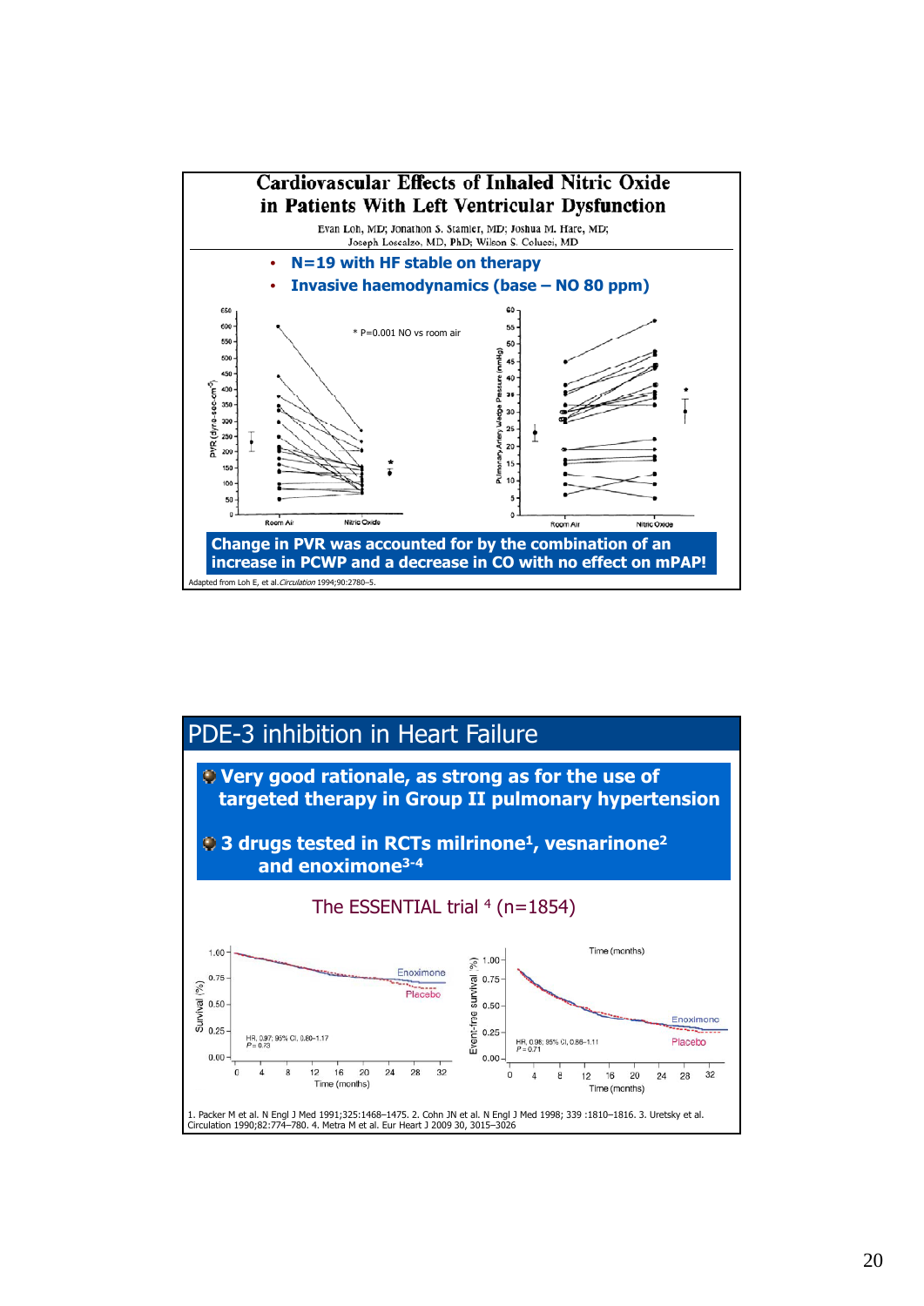## Cardiovascular Effects of Inhaled Nitric Oxide in Patients With Left Ventricular Dysfunction

Evan Loh, MD; Jonathon S. Stamler, MD; Joshua M. Hare, MD; Joseph Loscalzo, MD, PhD; Wilson S. Colucci, MD

- N=19 with HF stable on therapy
- Invasive haemodynamics (base – NO 80 ppm)

\* P=0.001 NO vs room air

**Change in PVR was accounted for by the combination of an increase in PCWP and a decrease in CO with no effect on mPAP!**

Adapted from Loh E, et al. *Circulation* 1994;90:2780–5.

## PDE-3 inhibition in Heart Failure

- **Very good rationale, as strong as for the use of targeted therapy in Group II pulmonary hypertension**
- **3 drugs tested in RCTs milrinone[1], vesnarinone[2] and enoximone[3-4]**

The ESSENTIAL trial [4] (n=1854)

HR, 0.97; 95% CI, 0.80–1.17, P = 0.73

HR, 0.98; 95% CI, 0.86–1.11, P = 0.71

1. Packer M et al. N Engl J Med 1991;325:1468–1475. 2. Cohn JN et al. N Engl J Med 1998; 339 :1810–1816. 3. Uretsky et al. Circulation 1990;82:774–780. 4. Metra M et al. Eur Heart J 2009 30, 3015–3026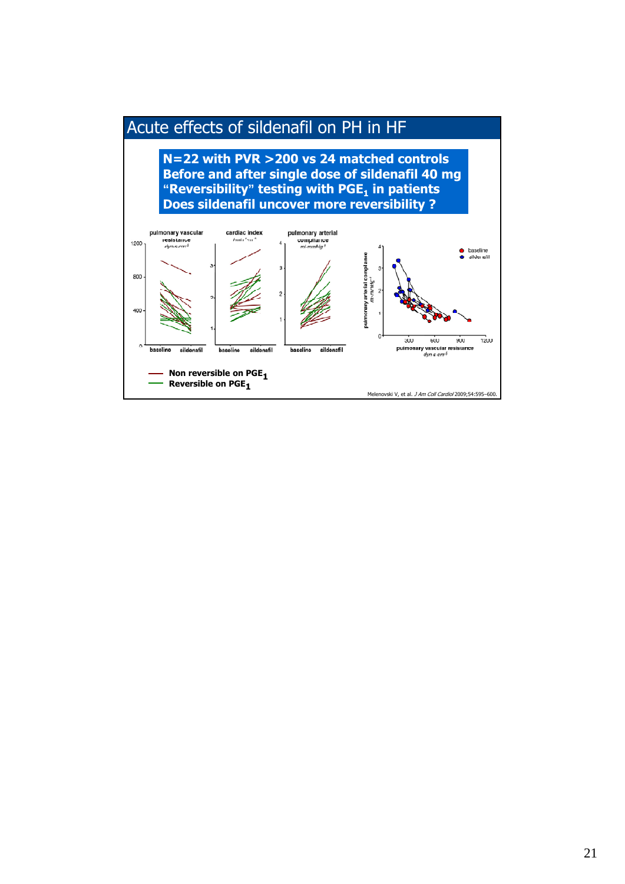# Acute effects of sildenafil on PH in HF

**N=22 with PVR >200 vs 24 matched controls**
**Before and after single dose of sildenafil 40 mg**
**"Reversibility" testing with $PGE_1$ in patients**
**Does sildenafil uncover more reversibility ?**

pulmonary vascular resistance
dyn.s.cm⁻⁵
1200
800
400
0
baseline sildenafil

cardiac index
l·min⁻¹·m⁻²
3
2
1
baseline sildenafil

pulmonary arterial compliance
ml·mmHg⁻¹
4
3
2
1
baseline sildenafil

pulmonary arterial compliance
ml·mmHg⁻¹
4
3
2
1
0
300 600 900 1200
pulmonary vascular resistance
dyn.s.cm⁻⁵
baseline
sildenafil

**Non reversible on $PGE_1$**
**Reversible on $PGE_1$**

Melenovski V, et al. *J Am Coll Cardiol* 2009;54:595–600.